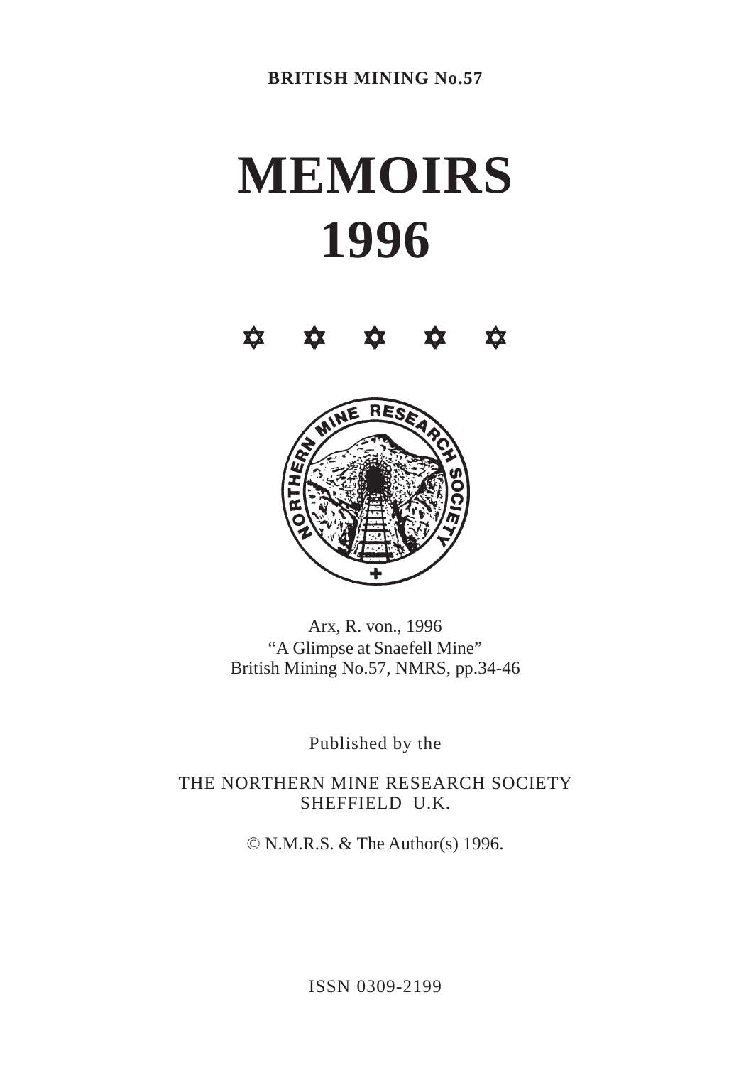**BRITISH MINING No.57**

# MEMOIRS 1996

✡ ✡ ✡ ✡ ✡

Arx, R. von., 1996
"A Glimpse at Snaefell Mine"
British Mining No.57, NMRS, pp.34-46

Published by the

THE NORTHERN MINE RESEARCH SOCIETY
SHEFFIELD U.K.

© N.M.R.S. & The Author(s) 1996.

ISSN 0309-2199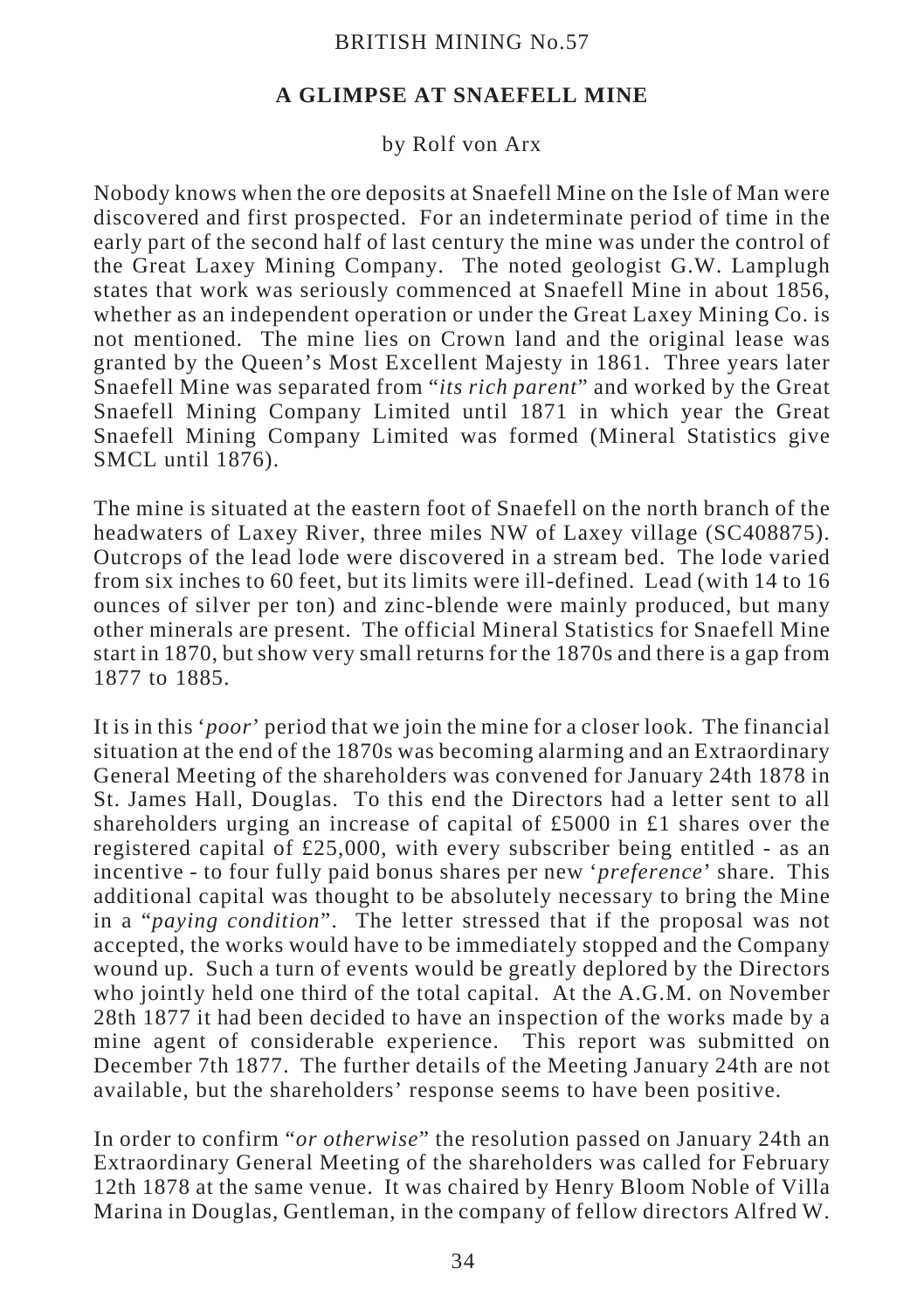BRITISH MINING No.57

# A GLIMPSE AT SNAEFELL MINE

by Rolf von Arx

Nobody knows when the ore deposits at Snaefell Mine on the Isle of Man were discovered and first prospected. For an indeterminate period of time in the early part of the second half of last century the mine was under the control of the Great Laxey Mining Company. The noted geologist G.W. Lamplugh states that work was seriously commenced at Snaefell Mine in about 1856, whether as an independent operation or under the Great Laxey Mining Co. is not mentioned. The mine lies on Crown land and the original lease was granted by the Queen's Most Excellent Majesty in 1861. Three years later Snaefell Mine was separated from "*its rich parent*" and worked by the Great Snaefell Mining Company Limited until 1871 in which year the Great Snaefell Mining Company Limited was formed (Mineral Statistics give SMCL until 1876).

The mine is situated at the eastern foot of Snaefell on the north branch of the headwaters of Laxey River, three miles NW of Laxey village (SC408875). Outcrops of the lead lode were discovered in a stream bed. The lode varied from six inches to 60 feet, but its limits were ill-defined. Lead (with 14 to 16 ounces of silver per ton) and zinc-blende were mainly produced, but many other minerals are present. The official Mineral Statistics for Snaefell Mine start in 1870, but show very small returns for the 1870s and there is a gap from 1877 to 1885.

It is in this '*poor*' period that we join the mine for a closer look. The financial situation at the end of the 1870s was becoming alarming and an Extraordinary General Meeting of the shareholders was convened for January 24th 1878 in St. James Hall, Douglas. To this end the Directors had a letter sent to all shareholders urging an increase of capital of £5000 in £1 shares over the registered capital of £25,000, with every subscriber being entitled - as an incentive - to four fully paid bonus shares per new '*preference*' share. This additional capital was thought to be absolutely necessary to bring the Mine in a "*paying condition*". The letter stressed that if the proposal was not accepted, the works would have to be immediately stopped and the Company wound up. Such a turn of events would be greatly deplored by the Directors who jointly held one third of the total capital. At the A.G.M. on November 28th 1877 it had been decided to have an inspection of the works made by a mine agent of considerable experience. This report was submitted on December 7th 1877. The further details of the Meeting January 24th are not available, but the shareholders' response seems to have been positive.

In order to confirm "*or otherwise*" the resolution passed on January 24th an Extraordinary General Meeting of the shareholders was called for February 12th 1878 at the same venue. It was chaired by Henry Bloom Noble of Villa Marina in Douglas, Gentleman, in the company of fellow directors Alfred W.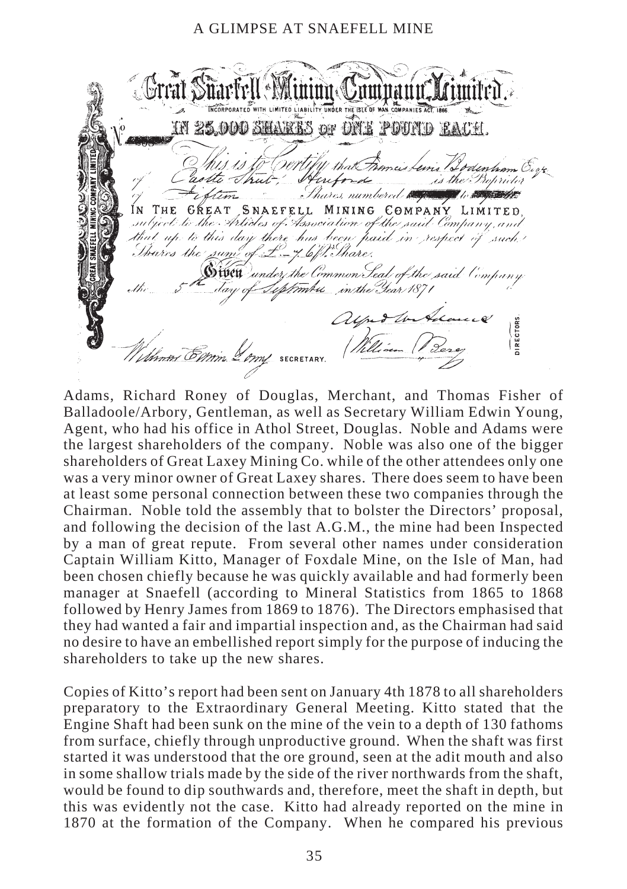Great Snaefell Mining Company Limited.

INCORPORATED WITH LIMITED LIABILITY UNDER THE ISLE OF MAN COMPANIES ACT 1865

IN 25,000 SHARES OF ONE POUND EACH.

No

This is to Certify that Francis Lewis Bodenham Esqr. of Castle Street, Hereford is the Proprietor of Fifteen Shares, numbered to IN THE GREAT SNAEFELL MINING COMPANY LIMITED, subject to the Articles of Association of the said Company, and that up to this day there has been paid in respect of such Shares the sum of £ – 7. 6 p. Share.

Given under the Common Seal of the said Company the 5th day of September in the Year 1871

William Edwin Young SECRETARY.

DIRECTORS.

Adams, Richard Roney of Douglas, Merchant, and Thomas Fisher of Balladoole/Arbory, Gentleman, as well as Secretary William Edwin Young, Agent, who had his office in Athol Street, Douglas. Noble and Adams were the largest shareholders of the company. Noble was also one of the bigger shareholders of Great Laxey Mining Co. while of the other attendees only one was a very minor owner of Great Laxey shares. There does seem to have been at least some personal connection between these two companies through the Chairman. Noble told the assembly that to bolster the Directors' proposal, and following the decision of the last A.G.M., the mine had been Inspected by a man of great repute. From several other names under consideration Captain William Kitto, Manager of Foxdale Mine, on the Isle of Man, had been chosen chiefly because he was quickly available and had formerly been manager at Snaefell (according to Mineral Statistics from 1865 to 1868 followed by Henry James from 1869 to 1876). The Directors emphasised that they had wanted a fair and impartial inspection and, as the Chairman had said no desire to have an embellished report simply for the purpose of inducing the shareholders to take up the new shares.

Copies of Kitto's report had been sent on January 4th 1878 to all shareholders preparatory to the Extraordinary General Meeting. Kitto stated that the Engine Shaft had been sunk on the mine of the vein to a depth of 130 fathoms from surface, chiefly through unproductive ground. When the shaft was first started it was understood that the ore ground, seen at the adit mouth and also in some shallow trials made by the side of the river northwards from the shaft, would be found to dip southwards and, therefore, meet the shaft in depth, but this was evidently not the case. Kitto had already reported on the mine in 1870 at the formation of the Company. When he compared his previous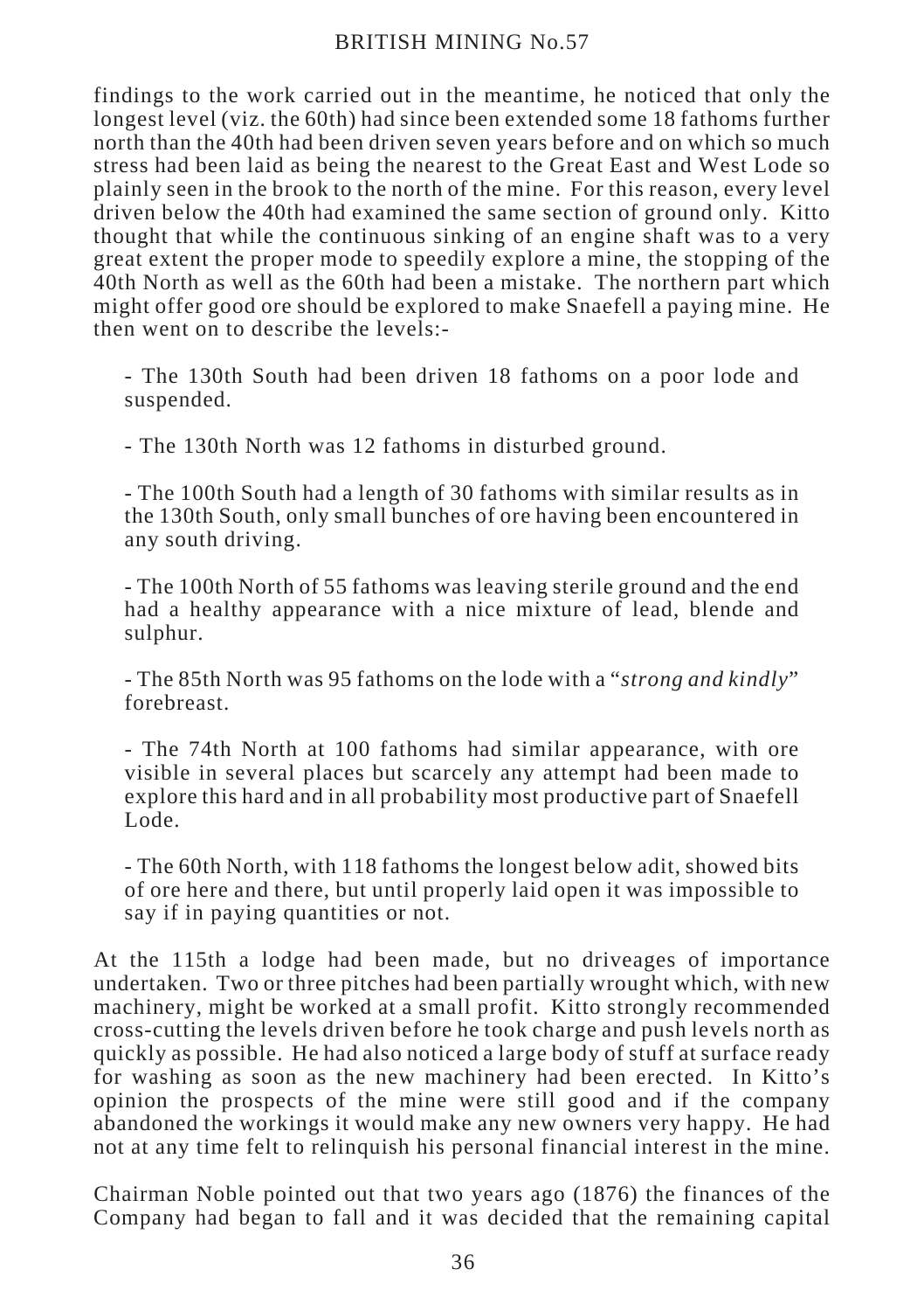findings to the work carried out in the meantime, he noticed that only the longest level (viz. the 60th) had since been extended some 18 fathoms further north than the 40th had been driven seven years before and on which so much stress had been laid as being the nearest to the Great East and West Lode so plainly seen in the brook to the north of the mine. For this reason, every level driven below the 40th had examined the same section of ground only. Kitto thought that while the continuous sinking of an engine shaft was to a very great extent the proper mode to speedily explore a mine, the stopping of the 40th North as well as the 60th had been a mistake. The northern part which might offer good ore should be explored to make Snaefell a paying mine. He then went on to describe the levels:-

- The 130th South had been driven 18 fathoms on a poor lode and suspended.

- The 130th North was 12 fathoms in disturbed ground.

- The 100th South had a length of 30 fathoms with similar results as in the 130th South, only small bunches of ore having been encountered in any south driving.

- The 100th North of 55 fathoms was leaving sterile ground and the end had a healthy appearance with a nice mixture of lead, blende and sulphur.

- The 85th North was 95 fathoms on the lode with a "*strong and kindly*" forebreast.

- The 74th North at 100 fathoms had similar appearance, with ore visible in several places but scarcely any attempt had been made to explore this hard and in all probability most productive part of Snaefell Lode.

- The 60th North, with 118 fathoms the longest below adit, showed bits of ore here and there, but until properly laid open it was impossible to say if in paying quantities or not.

At the 115th a lodge had been made, but no driveages of importance undertaken. Two or three pitches had been partially wrought which, with new machinery, might be worked at a small profit. Kitto strongly recommended cross-cutting the levels driven before he took charge and push levels north as quickly as possible. He had also noticed a large body of stuff at surface ready for washing as soon as the new machinery had been erected. In Kitto's opinion the prospects of the mine were still good and if the company abandoned the workings it would make any new owners very happy. He had not at any time felt to relinquish his personal financial interest in the mine.

Chairman Noble pointed out that two years ago (1876) the finances of the Company had began to fall and it was decided that the remaining capital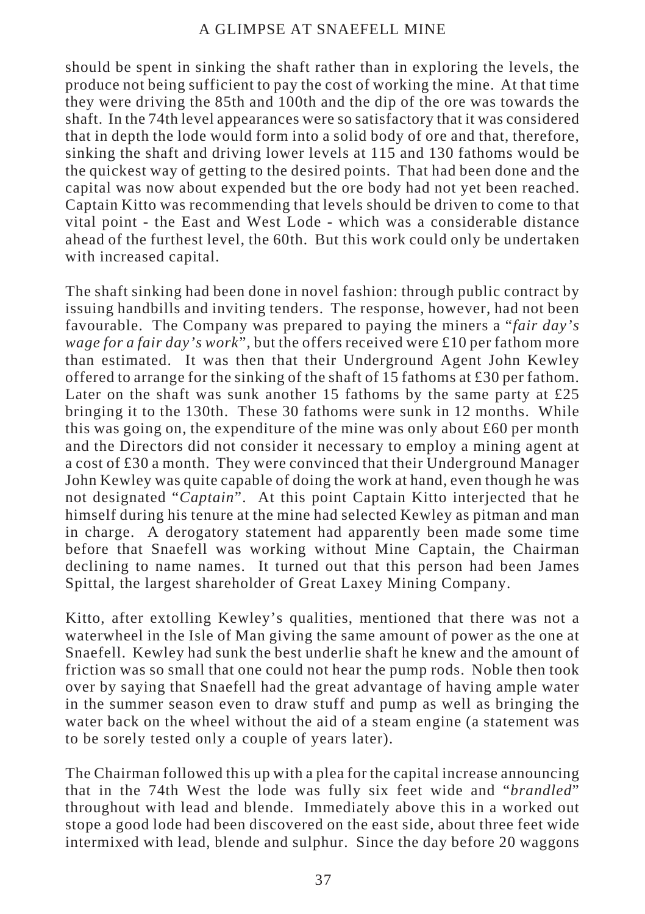should be spent in sinking the shaft rather than in exploring the levels, the produce not being sufficient to pay the cost of working the mine. At that time they were driving the 85th and 100th and the dip of the ore was towards the shaft. In the 74th level appearances were so satisfactory that it was considered that in depth the lode would form into a solid body of ore and that, therefore, sinking the shaft and driving lower levels at 115 and 130 fathoms would be the quickest way of getting to the desired points. That had been done and the capital was now about expended but the ore body had not yet been reached. Captain Kitto was recommending that levels should be driven to come to that vital point - the East and West Lode - which was a considerable distance ahead of the furthest level, the 60th. But this work could only be undertaken with increased capital.

The shaft sinking had been done in novel fashion: through public contract by issuing handbills and inviting tenders. The response, however, had not been favourable. The Company was prepared to paying the miners a "*fair day's wage for a fair day's work*", but the offers received were £10 per fathom more than estimated. It was then that their Underground Agent John Kewley offered to arrange for the sinking of the shaft of 15 fathoms at £30 per fathom. Later on the shaft was sunk another 15 fathoms by the same party at £25 bringing it to the 130th. These 30 fathoms were sunk in 12 months. While this was going on, the expenditure of the mine was only about £60 per month and the Directors did not consider it necessary to employ a mining agent at a cost of £30 a month. They were convinced that their Underground Manager John Kewley was quite capable of doing the work at hand, even though he was not designated "*Captain*". At this point Captain Kitto interjected that he himself during his tenure at the mine had selected Kewley as pitman and man in charge. A derogatory statement had apparently been made some time before that Snaefell was working without Mine Captain, the Chairman declining to name names. It turned out that this person had been James Spittal, the largest shareholder of Great Laxey Mining Company.

Kitto, after extolling Kewley's qualities, mentioned that there was not a waterwheel in the Isle of Man giving the same amount of power as the one at Snaefell. Kewley had sunk the best underlie shaft he knew and the amount of friction was so small that one could not hear the pump rods. Noble then took over by saying that Snaefell had the great advantage of having ample water in the summer season even to draw stuff and pump as well as bringing the water back on the wheel without the aid of a steam engine (a statement was to be sorely tested only a couple of years later).

The Chairman followed this up with a plea for the capital increase announcing that in the 74th West the lode was fully six feet wide and "*brandled*" throughout with lead and blende. Immediately above this in a worked out stope a good lode had been discovered on the east side, about three feet wide intermixed with lead, blende and sulphur. Since the day before 20 waggons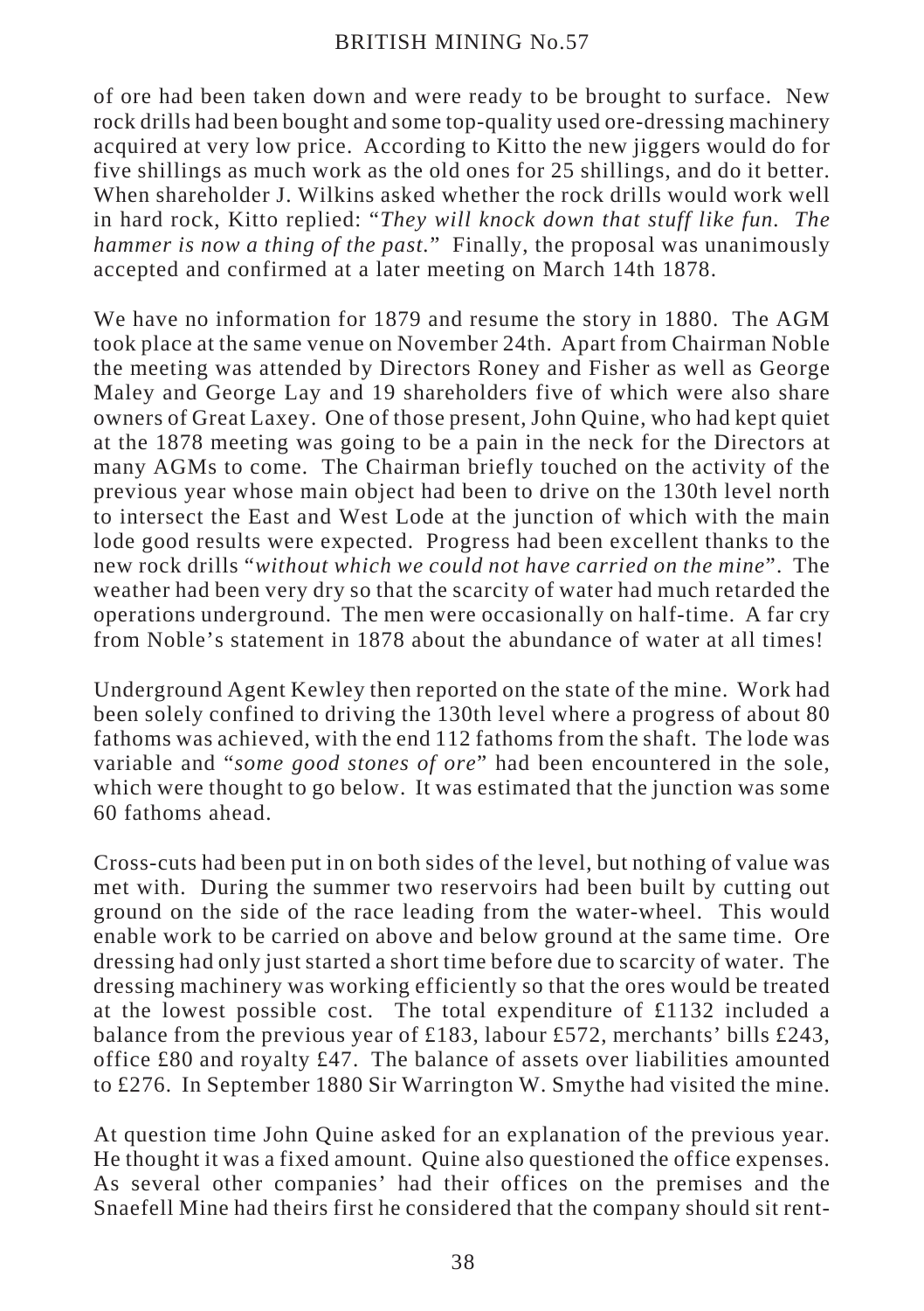of ore had been taken down and were ready to be brought to surface. New rock drills had been bought and some top-quality used ore-dressing machinery acquired at very low price. According to Kitto the new jiggers would do for five shillings as much work as the old ones for 25 shillings, and do it better. When shareholder J. Wilkins asked whether the rock drills would work well in hard rock, Kitto replied: "*They will knock down that stuff like fun. The hammer is now a thing of the past.*" Finally, the proposal was unanimously accepted and confirmed at a later meeting on March 14th 1878.

We have no information for 1879 and resume the story in 1880. The AGM took place at the same venue on November 24th. Apart from Chairman Noble the meeting was attended by Directors Roney and Fisher as well as George Maley and George Lay and 19 shareholders five of which were also share owners of Great Laxey. One of those present, John Quine, who had kept quiet at the 1878 meeting was going to be a pain in the neck for the Directors at many AGMs to come. The Chairman briefly touched on the activity of the previous year whose main object had been to drive on the 130th level north to intersect the East and West Lode at the junction of which with the main lode good results were expected. Progress had been excellent thanks to the new rock drills "*without which we could not have carried on the mine*". The weather had been very dry so that the scarcity of water had much retarded the operations underground. The men were occasionally on half-time. A far cry from Noble's statement in 1878 about the abundance of water at all times!

Underground Agent Kewley then reported on the state of the mine. Work had been solely confined to driving the 130th level where a progress of about 80 fathoms was achieved, with the end 112 fathoms from the shaft. The lode was variable and "*some good stones of ore*" had been encountered in the sole, which were thought to go below. It was estimated that the junction was some 60 fathoms ahead.

Cross-cuts had been put in on both sides of the level, but nothing of value was met with. During the summer two reservoirs had been built by cutting out ground on the side of the race leading from the water-wheel. This would enable work to be carried on above and below ground at the same time. Ore dressing had only just started a short time before due to scarcity of water. The dressing machinery was working efficiently so that the ores would be treated at the lowest possible cost. The total expenditure of £1132 included a balance from the previous year of £183, labour £572, merchants' bills £243, office £80 and royalty £47. The balance of assets over liabilities amounted to £276. In September 1880 Sir Warrington W. Smythe had visited the mine.

At question time John Quine asked for an explanation of the previous year. He thought it was a fixed amount. Quine also questioned the office expenses. As several other companies' had their offices on the premises and the Snaefell Mine had theirs first he considered that the company should sit rent-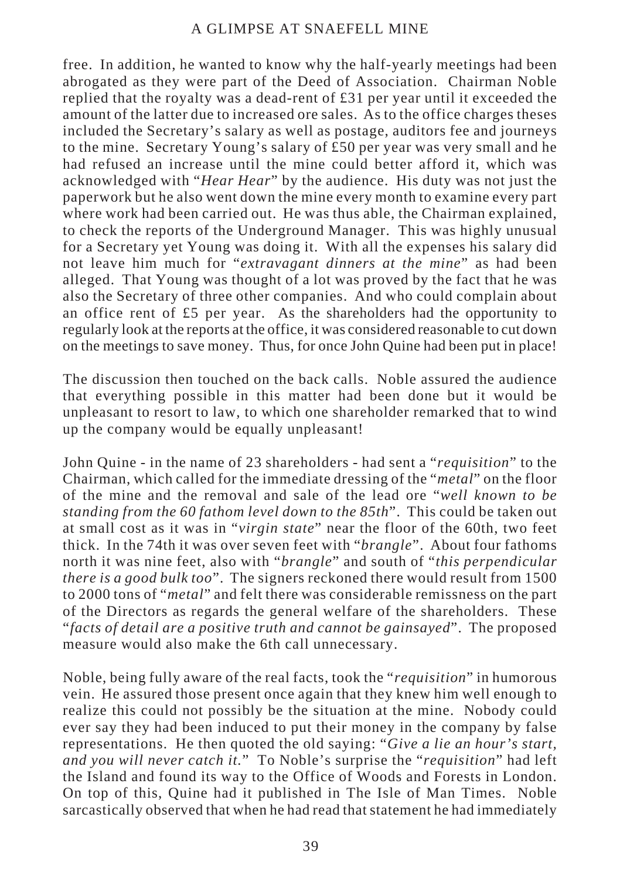free. In addition, he wanted to know why the half-yearly meetings had been abrogated as they were part of the Deed of Association. Chairman Noble replied that the royalty was a dead-rent of £31 per year until it exceeded the amount of the latter due to increased ore sales. As to the office charges theses included the Secretary's salary as well as postage, auditors fee and journeys to the mine. Secretary Young's salary of £50 per year was very small and he had refused an increase until the mine could better afford it, which was acknowledged with "*Hear Hear*" by the audience. His duty was not just the paperwork but he also went down the mine every month to examine every part where work had been carried out. He was thus able, the Chairman explained, to check the reports of the Underground Manager. This was highly unusual for a Secretary yet Young was doing it. With all the expenses his salary did not leave him much for "*extravagant dinners at the mine*" as had been alleged. That Young was thought of a lot was proved by the fact that he was also the Secretary of three other companies. And who could complain about an office rent of £5 per year. As the shareholders had the opportunity to regularly look at the reports at the office, it was considered reasonable to cut down on the meetings to save money. Thus, for once John Quine had been put in place!

The discussion then touched on the back calls. Noble assured the audience that everything possible in this matter had been done but it would be unpleasant to resort to law, to which one shareholder remarked that to wind up the company would be equally unpleasant!

John Quine - in the name of 23 shareholders - had sent a "*requisition*" to the Chairman, which called for the immediate dressing of the "*metal*" on the floor of the mine and the removal and sale of the lead ore "*well known to be standing from the 60 fathom level down to the 85th*". This could be taken out at small cost as it was in "*virgin state*" near the floor of the 60th, two feet thick. In the 74th it was over seven feet with "*brangle*". About four fathoms north it was nine feet, also with "*brangle*" and south of "*this perpendicular there is a good bulk too*". The signers reckoned there would result from 1500 to 2000 tons of "*metal*" and felt there was considerable remissness on the part of the Directors as regards the general welfare of the shareholders. These "*facts of detail are a positive truth and cannot be gainsayed*". The proposed measure would also make the 6th call unnecessary.

Noble, being fully aware of the real facts, took the "*requisition*" in humorous vein. He assured those present once again that they knew him well enough to realize this could not possibly be the situation at the mine. Nobody could ever say they had been induced to put their money in the company by false representations. He then quoted the old saying: "*Give a lie an hour's start, and you will never catch it.*" To Noble's surprise the "*requisition*" had left the Island and found its way to the Office of Woods and Forests in London. On top of this, Quine had it published in The Isle of Man Times. Noble sarcastically observed that when he had read that statement he had immediately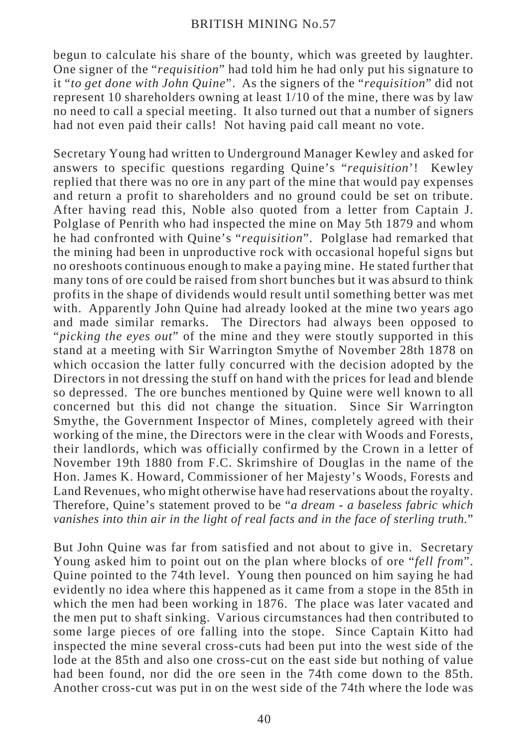begun to calculate his share of the bounty, which was greeted by laughter. One signer of the "*requisition*" had told him he had only put his signature to it "*to get done with John Quine*". As the signers of the "*requisition*" did not represent 10 shareholders owning at least 1/10 of the mine, there was by law no need to call a special meeting. It also turned out that a number of signers had not even paid their calls! Not having paid call meant no vote.

Secretary Young had written to Underground Manager Kewley and asked for answers to specific questions regarding Quine's "*requisition*'! Kewley replied that there was no ore in any part of the mine that would pay expenses and return a profit to shareholders and no ground could be set on tribute. After having read this, Noble also quoted from a letter from Captain J. Polglase of Penrith who had inspected the mine on May 5th 1879 and whom he had confronted with Quine's "*requisition*". Polglase had remarked that the mining had been in unproductive rock with occasional hopeful signs but no oreshoots continuous enough to make a paying mine. He stated further that many tons of ore could be raised from short bunches but it was absurd to think profits in the shape of dividends would result until something better was met with. Apparently John Quine had already looked at the mine two years ago and made similar remarks. The Directors had always been opposed to "*picking the eyes out*" of the mine and they were stoutly supported in this stand at a meeting with Sir Warrington Smythe of November 28th 1878 on which occasion the latter fully concurred with the decision adopted by the Directors in not dressing the stuff on hand with the prices for lead and blende so depressed. The ore bunches mentioned by Quine were well known to all concerned but this did not change the situation. Since Sir Warrington Smythe, the Government Inspector of Mines, completely agreed with their working of the mine, the Directors were in the clear with Woods and Forests, their landlords, which was officially confirmed by the Crown in a letter of November 19th 1880 from F.C. Skrimshire of Douglas in the name of the Hon. James K. Howard, Commissioner of her Majesty's Woods, Forests and Land Revenues, who might otherwise have had reservations about the royalty. Therefore, Quine's statement proved to be "*a dream - a baseless fabric which vanishes into thin air in the light of real facts and in the face of sterling truth.*"

But John Quine was far from satisfied and not about to give in. Secretary Young asked him to point out on the plan where blocks of ore "*fell from*". Quine pointed to the 74th level. Young then pounced on him saying he had evidently no idea where this happened as it came from a stope in the 85th in which the men had been working in 1876. The place was later vacated and the men put to shaft sinking. Various circumstances had then contributed to some large pieces of ore falling into the stope. Since Captain Kitto had inspected the mine several cross-cuts had been put into the west side of the lode at the 85th and also one cross-cut on the east side but nothing of value had been found, nor did the ore seen in the 74th come down to the 85th. Another cross-cut was put in on the west side of the 74th where the lode was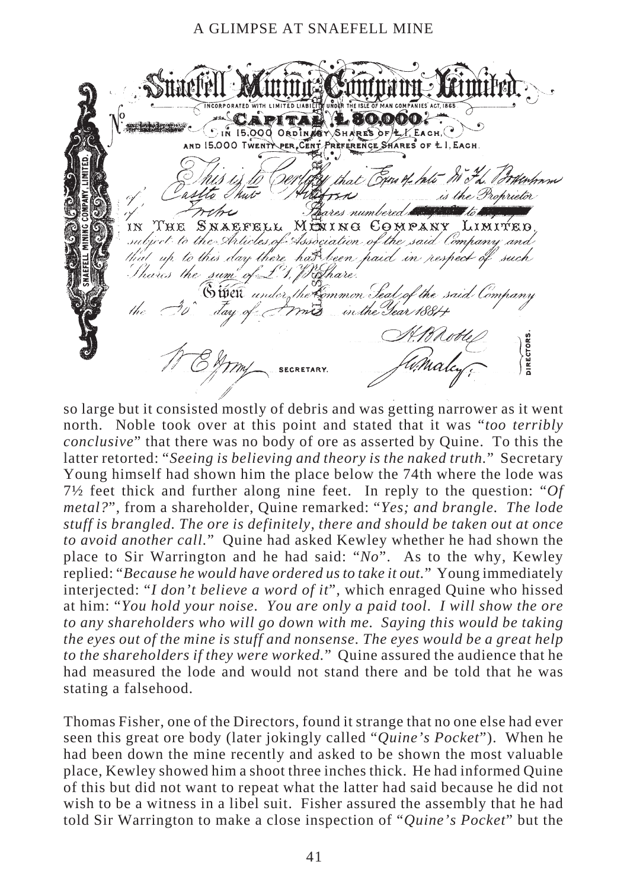**Snaefell Mining Company Limited.**

INCORPORATED WITH LIMITED LIABILITY UNDER THE ISLE OF MAN COMPANIES' ACT, 1865

No.

CAPITAL £80,000.

IN 15,000 ORDINARY SHARES OF £1, EACH, AND 15,000 TWENTY PER CENT PREFERENCE SHARES OF £1, EACH.

This is to Certify that Exors of late Mr F. L. Botterham of Castle Street Kirk Braddan is the Proprietor of Twelve Shares numbered to in THE SNAEFELL MINING COMPANY LIMITED, subject to the Articles of Association of the said Company and that up to this day there has been paid in respect of such Shares the sum of £1 per Share.

Given under the Common Seal of the said Company the 30 day of June in the Year 1884

SECRETARY. DIRECTORS.

so large but it consisted mostly of debris and was getting narrower as it went north. Noble took over at this point and stated that it was "*too terribly conclusive*" that there was no body of ore as asserted by Quine. To this the latter retorted: "*Seeing is believing and theory is the naked truth.*" Secretary Young himself had shown him the place below the 74th where the lode was 7½ feet thick and further along nine feet. In reply to the question: "*Of metal?*", from a shareholder, Quine remarked: "*Yes; and brangle. The lode stuff is brangled. The ore is definitely, there and should be taken out at once to avoid another call.*" Quine had asked Kewley whether he had shown the place to Sir Warrington and he had said: "*No*". As to the why, Kewley replied: "*Because he would have ordered us to take it out.*" Young immediately interjected: "*I don't believe a word of it*", which enraged Quine who hissed at him: "*You hold your noise. You are only a paid tool. I will show the ore to any shareholders who will go down with me. Saying this would be taking the eyes out of the mine is stuff and nonsense. The eyes would be a great help to the shareholders if they were worked.*" Quine assured the audience that he had measured the lode and would not stand there and be told that he was stating a falsehood.

Thomas Fisher, one of the Directors, found it strange that no one else had ever seen this great ore body (later jokingly called "*Quine's Pocket*"). When he had been down the mine recently and asked to be shown the most valuable place, Kewley showed him a shoot three inches thick. He had informed Quine of this but did not want to repeat what the latter had said because he did not wish to be a witness in a libel suit. Fisher assured the assembly that he had told Sir Warrington to make a close inspection of "*Quine's Pocket*" but the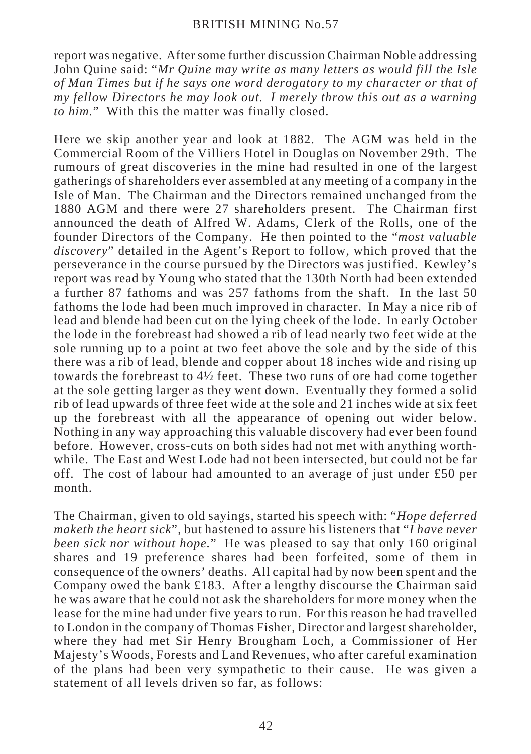report was negative. After some further discussion Chairman Noble addressing John Quine said: "*Mr Quine may write as many letters as would fill the Isle of Man Times but if he says one word derogatory to my character or that of my fellow Directors he may look out. I merely throw this out as a warning to him.*" With this the matter was finally closed.

Here we skip another year and look at 1882. The AGM was held in the Commercial Room of the Villiers Hotel in Douglas on November 29th. The rumours of great discoveries in the mine had resulted in one of the largest gatherings of shareholders ever assembled at any meeting of a company in the Isle of Man. The Chairman and the Directors remained unchanged from the 1880 AGM and there were 27 shareholders present. The Chairman first announced the death of Alfred W. Adams, Clerk of the Rolls, one of the founder Directors of the Company. He then pointed to the "*most valuable discovery*" detailed in the Agent's Report to follow, which proved that the perseverance in the course pursued by the Directors was justified. Kewley's report was read by Young who stated that the 130th North had been extended a further 87 fathoms and was 257 fathoms from the shaft. In the last 50 fathoms the lode had been much improved in character. In May a nice rib of lead and blende had been cut on the lying cheek of the lode. In early October the lode in the forebreast had showed a rib of lead nearly two feet wide at the sole running up to a point at two feet above the sole and by the side of this there was a rib of lead, blende and copper about 18 inches wide and rising up towards the forebreast to 4½ feet. These two runs of ore had come together at the sole getting larger as they went down. Eventually they formed a solid rib of lead upwards of three feet wide at the sole and 21 inches wide at six feet up the forebreast with all the appearance of opening out wider below. Nothing in any way approaching this valuable discovery had ever been found before. However, cross-cuts on both sides had not met with anything worthwhile. The East and West Lode had not been intersected, but could not be far off. The cost of labour had amounted to an average of just under £50 per month.

The Chairman, given to old sayings, started his speech with: "*Hope deferred maketh the heart sick*", but hastened to assure his listeners that "*I have never been sick nor without hope.*" He was pleased to say that only 160 original shares and 19 preference shares had been forfeited, some of them in consequence of the owners' deaths. All capital had by now been spent and the Company owed the bank £183. After a lengthy discourse the Chairman said he was aware that he could not ask the shareholders for more money when the lease for the mine had under five years to run. For this reason he had travelled to London in the company of Thomas Fisher, Director and largest shareholder, where they had met Sir Henry Brougham Loch, a Commissioner of Her Majesty's Woods, Forests and Land Revenues, who after careful examination of the plans had been very sympathetic to their cause. He was given a statement of all levels driven so far, as follows: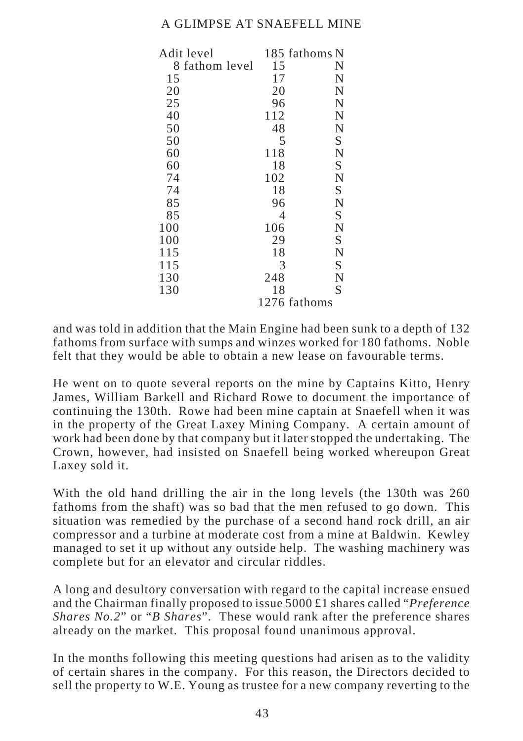| Level | Fathoms | Direction |
|---|---|---|
| Adit level | 185 fathoms | N |
| 8 fathom level | 15 | N |
| 15 | 17 | N |
| 20 | 20 | N |
| 25 | 96 | N |
| 40 | 112 | N |
| 50 | 48 | N |
| 50 | 5 | S |
| 60 | 118 | N |
| 60 | 18 | S |
| 74 | 102 | N |
| 74 | 18 | S |
| 85 | 96 | N |
| 85 | 4 | S |
| 100 | 106 | N |
| 100 | 29 | S |
| 115 | 18 | N |
| 115 | 3 | S |
| 130 | 248 | N |
| 130 | 18 | S |
| | 1276 fathoms | |

and was told in addition that the Main Engine had been sunk to a depth of 132 fathoms from surface with sumps and winzes worked for 180 fathoms. Noble felt that they would be able to obtain a new lease on favourable terms.

He went on to quote several reports on the mine by Captains Kitto, Henry James, William Barkell and Richard Rowe to document the importance of continuing the 130th. Rowe had been mine captain at Snaefell when it was in the property of the Great Laxey Mining Company. A certain amount of work had been done by that company but it later stopped the undertaking. The Crown, however, had insisted on Snaefell being worked whereupon Great Laxey sold it.

With the old hand drilling the air in the long levels (the 130th was 260 fathoms from the shaft) was so bad that the men refused to go down. This situation was remedied by the purchase of a second hand rock drill, an air compressor and a turbine at moderate cost from a mine at Baldwin. Kewley managed to set it up without any outside help. The washing machinery was complete but for an elevator and circular riddles.

A long and desultory conversation with regard to the capital increase ensued and the Chairman finally proposed to issue 5000 £1 shares called "*Preference Shares No.2*" or "*B Shares*". These would rank after the preference shares already on the market. This proposal found unanimous approval.

In the months following this meeting questions had arisen as to the validity of certain shares in the company. For this reason, the Directors decided to sell the property to W.E. Young as trustee for a new company reverting to the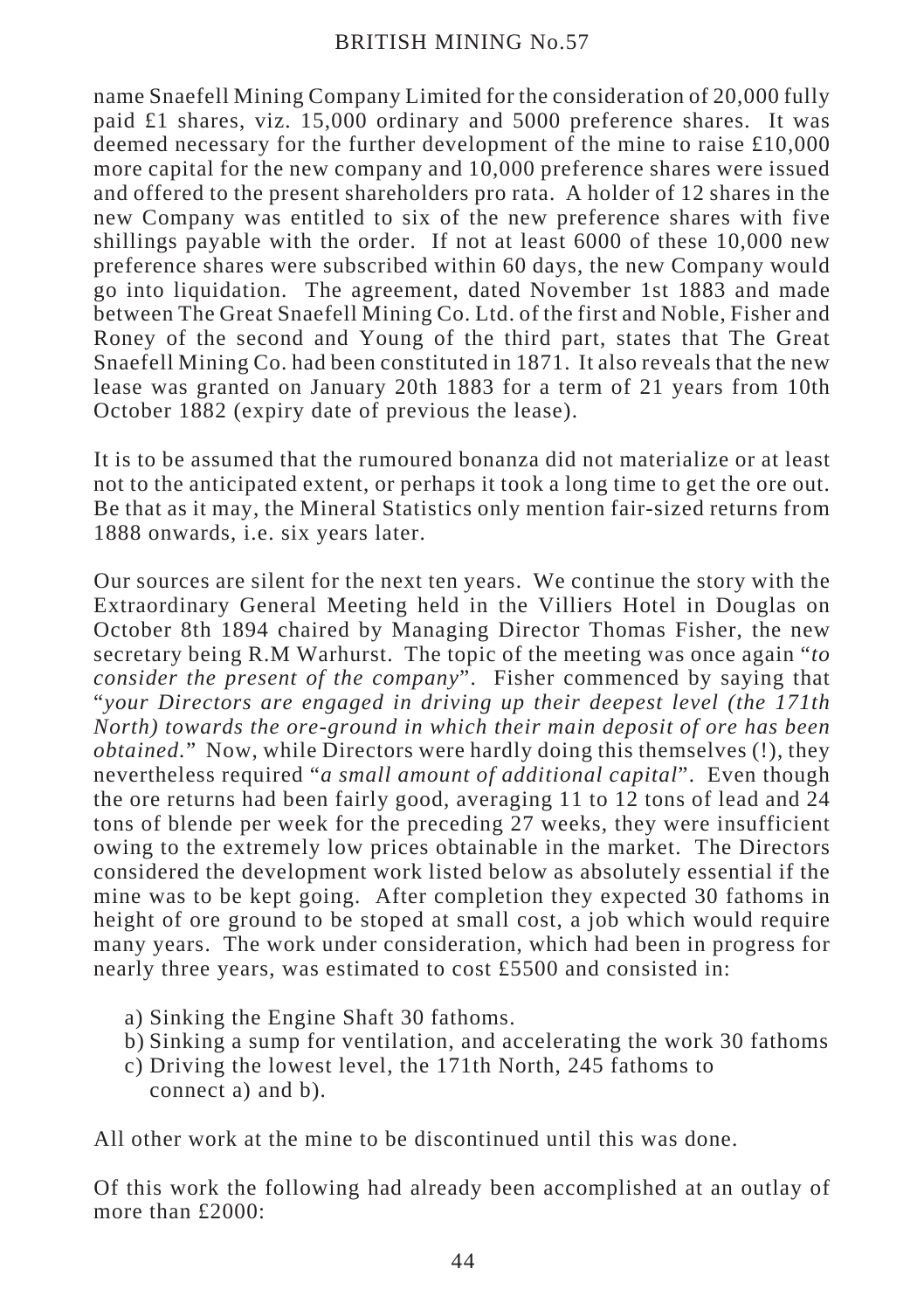name Snaefell Mining Company Limited for the consideration of 20,000 fully paid £1 shares, viz. 15,000 ordinary and 5000 preference shares. It was deemed necessary for the further development of the mine to raise £10,000 more capital for the new company and 10,000 preference shares were issued and offered to the present shareholders pro rata. A holder of 12 shares in the new Company was entitled to six of the new preference shares with five shillings payable with the order. If not at least 6000 of these 10,000 new preference shares were subscribed within 60 days, the new Company would go into liquidation. The agreement, dated November 1st 1883 and made between The Great Snaefell Mining Co. Ltd. of the first and Noble, Fisher and Roney of the second and Young of the third part, states that The Great Snaefell Mining Co. had been constituted in 1871. It also reveals that the new lease was granted on January 20th 1883 for a term of 21 years from 10th October 1882 (expiry date of previous the lease).

It is to be assumed that the rumoured bonanza did not materialize or at least not to the anticipated extent, or perhaps it took a long time to get the ore out. Be that as it may, the Mineral Statistics only mention fair-sized returns from 1888 onwards, i.e. six years later.

Our sources are silent for the next ten years. We continue the story with the Extraordinary General Meeting held in the Villiers Hotel in Douglas on October 8th 1894 chaired by Managing Director Thomas Fisher, the new secretary being R.M Warhurst. The topic of the meeting was once again "*to consider the present of the company*". Fisher commenced by saying that "*your Directors are engaged in driving up their deepest level (the 171th North) towards the ore-ground in which their main deposit of ore has been obtained.*" Now, while Directors were hardly doing this themselves (!), they nevertheless required "*a small amount of additional capital*". Even though the ore returns had been fairly good, averaging 11 to 12 tons of lead and 24 tons of blende per week for the preceding 27 weeks, they were insufficient owing to the extremely low prices obtainable in the market. The Directors considered the development work listed below as absolutely essential if the mine was to be kept going. After completion they expected 30 fathoms in height of ore ground to be stoped at small cost, a job which would require many years. The work under consideration, which had been in progress for nearly three years, was estimated to cost £5500 and consisted in:

a) Sinking the Engine Shaft 30 fathoms.
b) Sinking a sump for ventilation, and accelerating the work 30 fathoms
c) Driving the lowest level, the 171th North, 245 fathoms to connect a) and b).

All other work at the mine to be discontinued until this was done.

Of this work the following had already been accomplished at an outlay of more than £2000: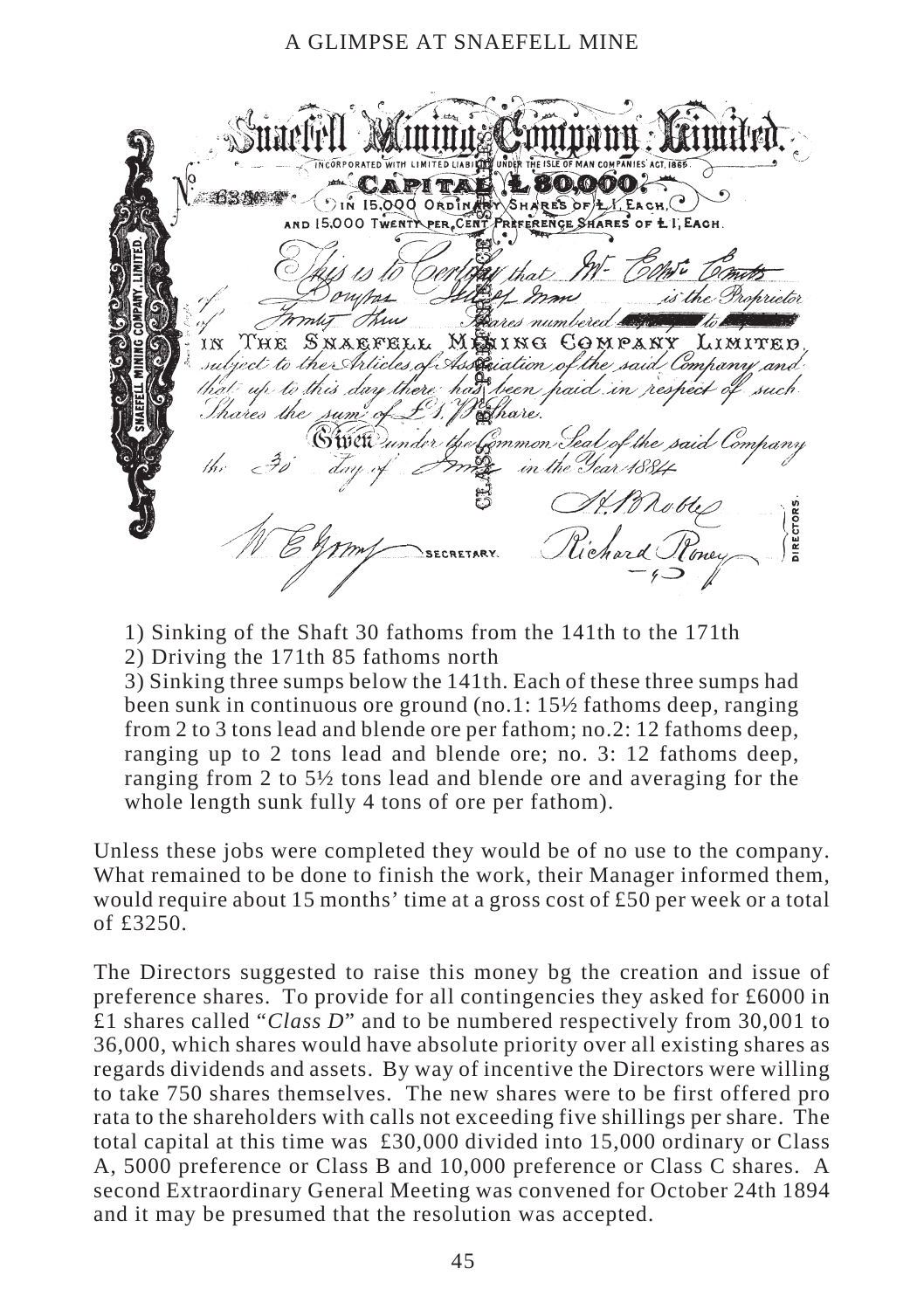1) Sinking of the Shaft 30 fathoms from the 141th to the 171th
2) Driving the 171th 85 fathoms north
3) Sinking three sumps below the 141th. Each of these three sumps had been sunk in continuous ore ground (no.1: 15½ fathoms deep, ranging from 2 to 3 tons lead and blende ore per fathom; no.2: 12 fathoms deep, ranging up to 2 tons lead and blende ore; no. 3: 12 fathoms deep, ranging from 2 to 5½ tons lead and blende ore and averaging for the whole length sunk fully 4 tons of ore per fathom).

Unless these jobs were completed they would be of no use to the company. What remained to be done to finish the work, their Manager informed them, would require about 15 months' time at a gross cost of £50 per week or a total of £3250.

The Directors suggested to raise this money bg the creation and issue of preference shares. To provide for all contingencies they asked for £6000 in £1 shares called "*Class D*" and to be numbered respectively from 30,001 to 36,000, which shares would have absolute priority over all existing shares as regards dividends and assets. By way of incentive the Directors were willing to take 750 shares themselves. The new shares were to be first offered pro rata to the shareholders with calls not exceeding five shillings per share. The total capital at this time was £30,000 divided into 15,000 ordinary or Class A, 5000 preference or Class B and 10,000 preference or Class C shares. A second Extraordinary General Meeting was convened for October 24th 1894 and it may be presumed that the resolution was accepted.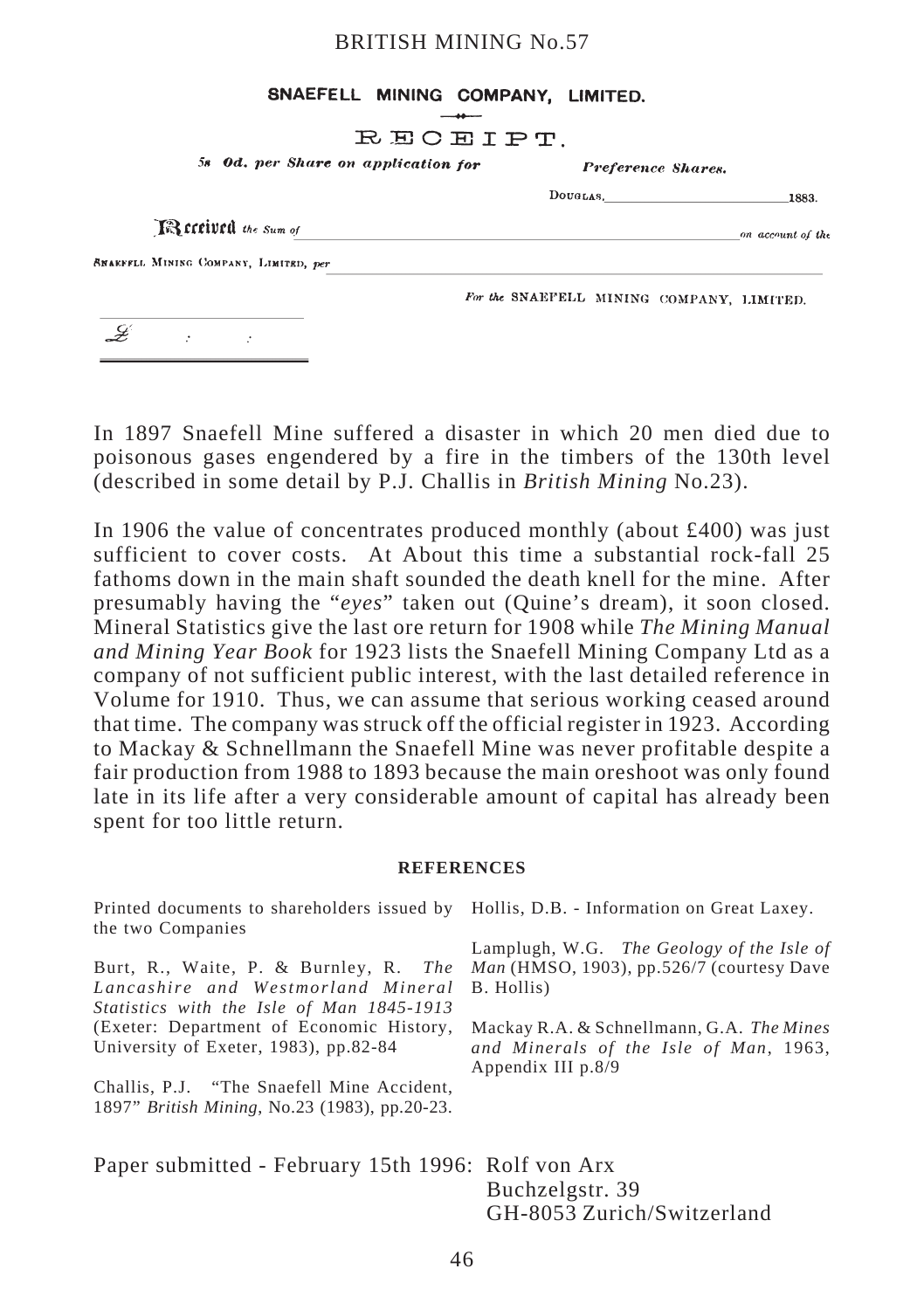SNAEFELL MINING COMPANY, LIMITED.

RECEIPT.

*5s 0d. per Share on application for* *Preference Shares.*

DOUGLAS, ____________ 1883.

**Received** *the Sum of* ____________ *on account of the*

SNAEFELL MINING COMPANY, LIMITED, *per* ____________

*For the* SNAEFELL MINING COMPANY, LIMITED.

£ : :

In 1897 Snaefell Mine suffered a disaster in which 20 men died due to poisonous gases engendered by a fire in the timbers of the 130th level (described in some detail by P.J. Challis in *British Mining* No.23).

In 1906 the value of concentrates produced monthly (about £400) was just sufficient to cover costs. At About this time a substantial rock-fall 25 fathoms down in the main shaft sounded the death knell for the mine. After presumably having the "*eyes*" taken out (Quine's dream), it soon closed. Mineral Statistics give the last ore return for 1908 while *The Mining Manual and Mining Year Book* for 1923 lists the Snaefell Mining Company Ltd as a company of not sufficient public interest, with the last detailed reference in Volume for 1910. Thus, we can assume that serious working ceased around that time. The company was struck off the official register in 1923. According to Mackay & Schnellmann the Snaefell Mine was never profitable despite a fair production from 1988 to 1893 because the main oreshoot was only found late in its life after a very considerable amount of capital has already been spent for too little return.

**REFERENCES**

Printed documents to shareholders issued by the two Companies

Burt, R., Waite, P. & Burnley, R. *The Lancashire and Westmorland Mineral Statistics with the Isle of Man 1845-1913* (Exeter: Department of Economic History, University of Exeter, 1983), pp.82-84

Challis, P.J. "The Snaefell Mine Accident, 1897" *British Mining*, No.23 (1983), pp.20-23.

Hollis, D.B. - Information on Great Laxey.

Lamplugh, W.G. *The Geology of the Isle of Man* (HMSO, 1903), pp.526/7 (courtesy Dave B. Hollis)

Mackay R.A. & Schnellmann, G.A. *The Mines and Minerals of the Isle of Man*, 1963, Appendix III p.8/9

Paper submitted - February 15th 1996: Rolf von Arx
Buchzelgstr. 39
GH-8053 Zurich/Switzerland